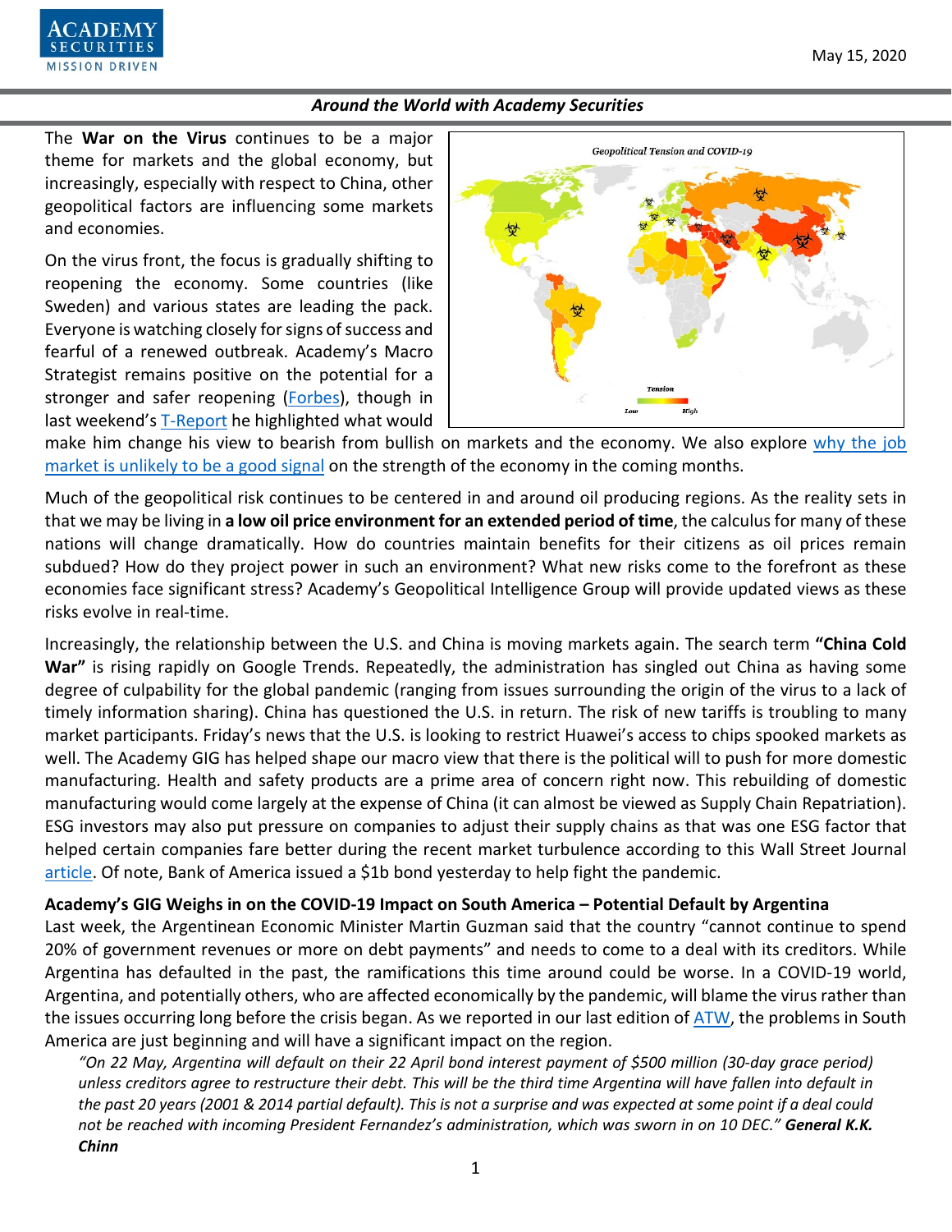The **War on the Virus** continues to be a major theme for markets and the global economy, but increasingly, especially with respect to China, other geopolitical factors are influencing some markets and economies.

On the virus front, the focus is gradually shifting to reopening the economy. Some countries (like Sweden) and various states are leading the pack. Everyone is watching closely for signs of success and fearful of a renewed outbreak. Academy's Macro Strategist remains positive on the potential for a stronger and safer reopening (Forbes), though in last weekend's T-Report he highlighted what would make him change his view to bearish from bullish on markets and the economy. We also explore why the job market is unlikely to be a good signal on the strength of the economy in the coming months.

Much of the geopolitical risk continues to be centered in and around oil producing regions. As the reality sets in that we may be living in **a low oil price environment for an extended period of time**, the calculus for many of these nations will change dramatically. How do countries maintain benefits for their citizens as oil prices remain subdued? How do they project power in such an environment? What new risks come to the forefront as these economies face significant stress? Academy's Geopolitical Intelligence Group will provide updated views as these risks evolve in real-time.

Increasingly, the relationship between the U.S. and China is moving markets again. The search term **"China Cold War"** is rising rapidly on Google Trends. Repeatedly, the administration has singled out China as having some degree of culpability for the global pandemic (ranging from issues surrounding the origin of the virus to a lack of timely information sharing). China has questioned the U.S. in return. The risk of new tariffs is troubling to many market participants. Friday's news that the U.S. is looking to restrict Huawei's access to chips spooked markets as well. The Academy GIG has helped shape our macro view that there is the political will to push for more domestic manufacturing. Health and safety products are a prime area of concern right now. This rebuilding of domestic manufacturing would come largely at the expense of China (it can almost be viewed as Supply Chain Repatriation). ESG investors may also put pressure on companies to adjust their supply chains as that was one ESG factor that helped certain companies fare better during the recent market turbulence according to this Wall Street Journal article. Of note, Bank of America issued a $1b bond yesterday to help fight the pandemic.

**Academy's GIG Weighs in on the COVID-19 Impact on South America – Potential Default by Argentina**

Last week, the Argentinean Economic Minister Martin Guzman said that the country "cannot continue to spend 20% of government revenues or more on debt payments" and needs to come to a deal with its creditors. While Argentina has defaulted in the past, the ramifications this time around could be worse. In a COVID-19 world, Argentina, and potentially others, who are affected economically by the pandemic, will blame the virus rather than the issues occurring long before the crisis began. As we reported in our last edition of ATW, the problems in South America are just beginning and will have a significant impact on the region.

> *"On 22 May, Argentina will default on their 22 April bond interest payment of $500 million (30-day grace period) unless creditors agree to restructure their debt. This will be the third time Argentina will have fallen into default in the past 20 years (2001 & 2014 partial default). This is not a surprise and was expected at some point if a deal could not be reached with incoming President Fernandez's administration, which was sworn in on 10 DEC."* ***General K.K. Chinn***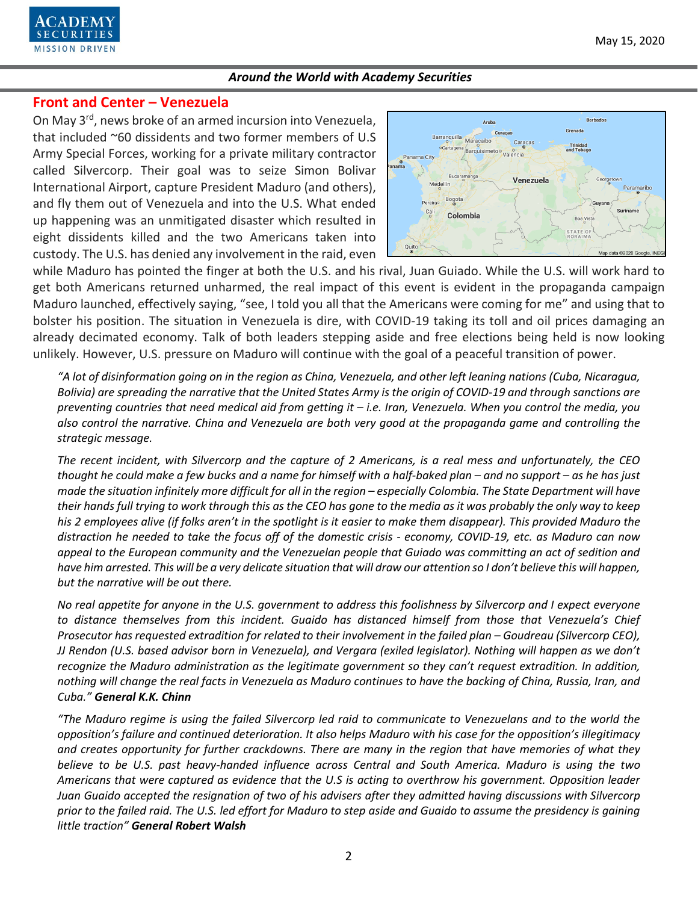## Front and Center – Venezuela

On May 3rd, news broke of an armed incursion into Venezuela, that included ~60 dissidents and two former members of U.S Army Special Forces, working for a private military contractor called Silvercorp. Their goal was to seize Simon Bolivar International Airport, capture President Maduro (and others), and fly them out of Venezuela and into the U.S. What ended up happening was an unmitigated disaster which resulted in eight dissidents killed and the two Americans taken into custody. The U.S. has denied any involvement in the raid, even while Maduro has pointed the finger at both the U.S. and his rival, Juan Guiado. While the U.S. will work hard to get both Americans returned unharmed, the real impact of this event is evident in the propaganda campaign Maduro launched, effectively saying, "see, I told you all that the Americans were coming for me" and using that to bolster his position. The situation in Venezuela is dire, with COVID-19 taking its toll and oil prices damaging an already decimated economy. Talk of both leaders stepping aside and free elections being held is now looking unlikely. However, U.S. pressure on Maduro will continue with the goal of a peaceful transition of power.

*"A lot of disinformation going on in the region as China, Venezuela, and other left leaning nations (Cuba, Nicaragua, Bolivia) are spreading the narrative that the United States Army is the origin of COVID-19 and through sanctions are preventing countries that need medical aid from getting it – i.e. Iran, Venezuela. When you control the media, you also control the narrative. China and Venezuela are both very good at the propaganda game and controlling the strategic message.*

*The recent incident, with Silvercorp and the capture of 2 Americans, is a real mess and unfortunately, the CEO thought he could make a few bucks and a name for himself with a half-baked plan – and no support – as he has just made the situation infinitely more difficult for all in the region – especially Colombia. The State Department will have their hands full trying to work through this as the CEO has gone to the media as it was probably the only way to keep his 2 employees alive (if folks aren't in the spotlight is it easier to make them disappear). This provided Maduro the distraction he needed to take the focus off of the domestic crisis - economy, COVID-19, etc. as Maduro can now appeal to the European community and the Venezuelan people that Guiado was committing an act of sedition and have him arrested. This will be a very delicate situation that will draw our attention so I don't believe this will happen, but the narrative will be out there.*

*No real appetite for anyone in the U.S. government to address this foolishness by Silvercorp and I expect everyone to distance themselves from this incident. Guaido has distanced himself from those that Venezuela's Chief Prosecutor has requested extradition for related to their involvement in the failed plan – Goudreau (Silvercorp CEO), JJ Rendon (U.S. based advisor born in Venezuela), and Vergara (exiled legislator). Nothing will happen as we don't recognize the Maduro administration as the legitimate government so they can't request extradition. In addition, nothing will change the real facts in Venezuela as Maduro continues to have the backing of China, Russia, Iran, and Cuba."* ***General K.K. Chinn***

*"The Maduro regime is using the failed Silvercorp led raid to communicate to Venezuelans and to the world the opposition's failure and continued deterioration. It also helps Maduro with his case for the opposition's illegitimacy and creates opportunity for further crackdowns. There are many in the region that have memories of what they believe to be U.S. past heavy-handed influence across Central and South America. Maduro is using the two Americans that were captured as evidence that the U.S is acting to overthrow his government. Opposition leader Juan Guaido accepted the resignation of two of his advisers after they admitted having discussions with Silvercorp prior to the failed raid. The U.S. led effort for Maduro to step aside and Guaido to assume the presidency is gaining little traction"* ***General Robert Walsh***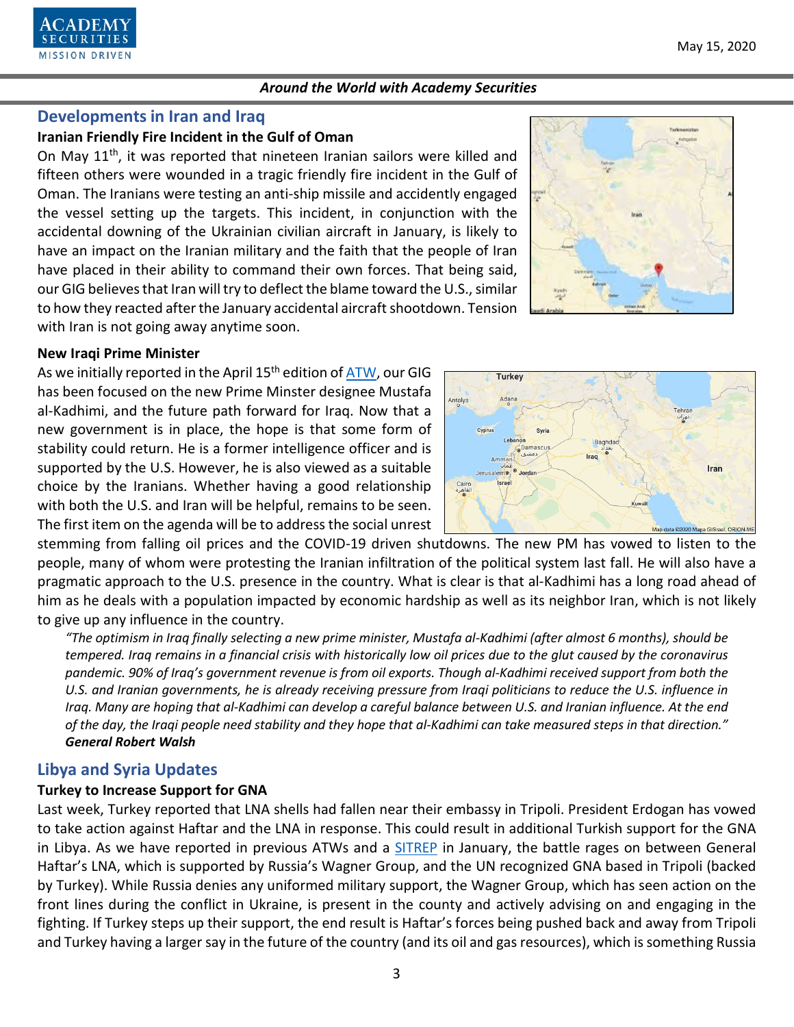## Developments in Iran and Iraq

### Iranian Friendly Fire Incident in the Gulf of Oman

On May 11th, it was reported that nineteen Iranian sailors were killed and fifteen others were wounded in a tragic friendly fire incident in the Gulf of Oman. The Iranians were testing an anti-ship missile and accidently engaged the vessel setting up the targets. This incident, in conjunction with the accidental downing of the Ukrainian civilian aircraft in January, is likely to have an impact on the Iranian military and the faith that the people of Iran have placed in their ability to command their own forces. That being said, our GIG believes that Iran will try to deflect the blame toward the U.S., similar to how they reacted after the January accidental aircraft shootdown. Tension with Iran is not going away anytime soon.

### New Iraqi Prime Minister

As we initially reported in the April 15th edition of ATW, our GIG has been focused on the new Prime Minster designee Mustafa al-Kadhimi, and the future path forward for Iraq. Now that a new government is in place, the hope is that some form of stability could return. He is a former intelligence officer and is supported by the U.S. However, he is also viewed as a suitable choice by the Iranians. Whether having a good relationship with both the U.S. and Iran will be helpful, remains to be seen. The first item on the agenda will be to address the social unrest stemming from falling oil prices and the COVID-19 driven shutdowns. The new PM has vowed to listen to the people, many of whom were protesting the Iranian infiltration of the political system last fall. He will also have a pragmatic approach to the U.S. presence in the country. What is clear is that al-Kadhimi has a long road ahead of him as he deals with a population impacted by economic hardship as well as its neighbor Iran, which is not likely to give up any influence in the country.

> *"The optimism in Iraq finally selecting a new prime minister, Mustafa al-Kadhimi (after almost 6 months), should be tempered. Iraq remains in a financial crisis with historically low oil prices due to the glut caused by the coronavirus pandemic. 90% of Iraq's government revenue is from oil exports. Though al-Kadhimi received support from both the U.S. and Iranian governments, he is already receiving pressure from Iraqi politicians to reduce the U.S. influence in Iraq. Many are hoping that al-Kadhimi can develop a careful balance between U.S. and Iranian influence. At the end of the day, the Iraqi people need stability and they hope that al-Kadhimi can take measured steps in that direction."*
> ***General Robert Walsh***

## Libya and Syria Updates

### Turkey to Increase Support for GNA

Last week, Turkey reported that LNA shells had fallen near their embassy in Tripoli. President Erdogan has vowed to take action against Haftar and the LNA in response. This could result in additional Turkish support for the GNA in Libya. As we have reported in previous ATWs and a SITREP in January, the battle rages on between General Haftar's LNA, which is supported by Russia's Wagner Group, and the UN recognized GNA based in Tripoli (backed by Turkey). While Russia denies any uniformed military support, the Wagner Group, which has seen action on the front lines during the conflict in Ukraine, is present in the county and actively advising on and engaging in the fighting. If Turkey steps up their support, the end result is Haftar's forces being pushed back and away from Tripoli and Turkey having a larger say in the future of the country (and its oil and gas resources), which is something Russia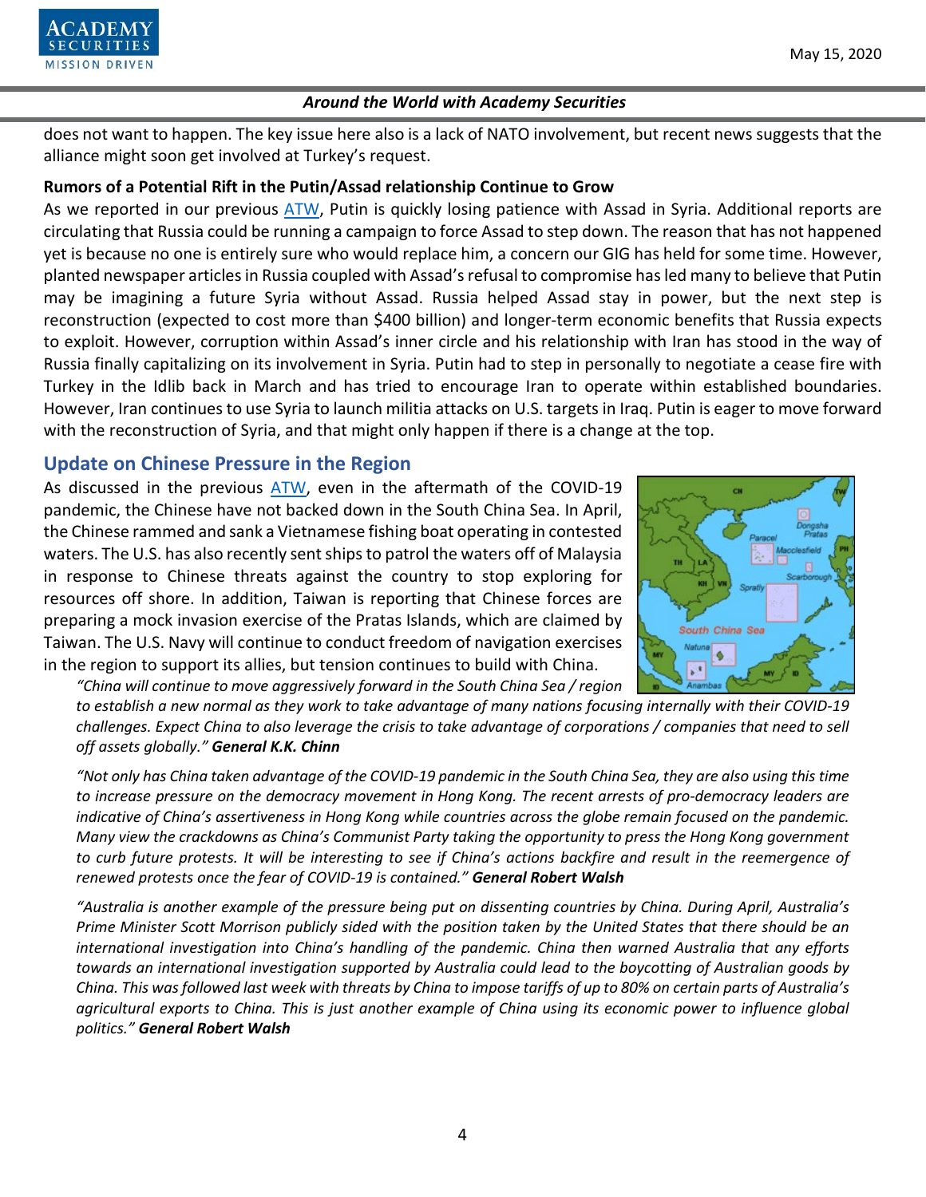does not want to happen. The key issue here also is a lack of NATO involvement, but recent news suggests that the alliance might soon get involved at Turkey's request.

**Rumors of a Potential Rift in the Putin/Assad relationship Continue to Grow**

As we reported in our previous ATW, Putin is quickly losing patience with Assad in Syria. Additional reports are circulating that Russia could be running a campaign to force Assad to step down. The reason that has not happened yet is because no one is entirely sure who would replace him, a concern our GIG has held for some time. However, planted newspaper articles in Russia coupled with Assad's refusal to compromise has led many to believe that Putin may be imagining a future Syria without Assad. Russia helped Assad stay in power, but the next step is reconstruction (expected to cost more than $400 billion) and longer-term economic benefits that Russia expects to exploit. However, corruption within Assad's inner circle and his relationship with Iran has stood in the way of Russia finally capitalizing on its involvement in Syria. Putin had to step in personally to negotiate a cease fire with Turkey in the Idlib back in March and has tried to encourage Iran to operate within established boundaries. However, Iran continues to use Syria to launch militia attacks on U.S. targets in Iraq. Putin is eager to move forward with the reconstruction of Syria, and that might only happen if there is a change at the top.

## Update on Chinese Pressure in the Region

As discussed in the previous ATW, even in the aftermath of the COVID-19 pandemic, the Chinese have not backed down in the South China Sea. In April, the Chinese rammed and sank a Vietnamese fishing boat operating in contested waters. The U.S. has also recently sent ships to patrol the waters off of Malaysia in response to Chinese threats against the country to stop exploring for resources off shore. In addition, Taiwan is reporting that Chinese forces are preparing a mock invasion exercise of the Pratas Islands, which are claimed by Taiwan. The U.S. Navy will continue to conduct freedom of navigation exercises in the region to support its allies, but tension continues to build with China.

*"China will continue to move aggressively forward in the South China Sea / region to establish a new normal as they work to take advantage of many nations focusing internally with their COVID-19 challenges. Expect China to also leverage the crisis to take advantage of corporations / companies that need to sell off assets globally."* ***General K.K. Chinn***

*"Not only has China taken advantage of the COVID-19 pandemic in the South China Sea, they are also using this time to increase pressure on the democracy movement in Hong Kong. The recent arrests of pro-democracy leaders are indicative of China's assertiveness in Hong Kong while countries across the globe remain focused on the pandemic. Many view the crackdowns as China's Communist Party taking the opportunity to press the Hong Kong government to curb future protests. It will be interesting to see if China's actions backfire and result in the reemergence of renewed protests once the fear of COVID-19 is contained."* ***General Robert Walsh***

*"Australia is another example of the pressure being put on dissenting countries by China. During April, Australia's Prime Minister Scott Morrison publicly sided with the position taken by the United States that there should be an international investigation into China's handling of the pandemic. China then warned Australia that any efforts towards an international investigation supported by Australia could lead to the boycotting of Australian goods by China. This was followed last week with threats by China to impose tariffs of up to 80% on certain parts of Australia's agricultural exports to China. This is just another example of China using its economic power to influence global politics."* ***General Robert Walsh***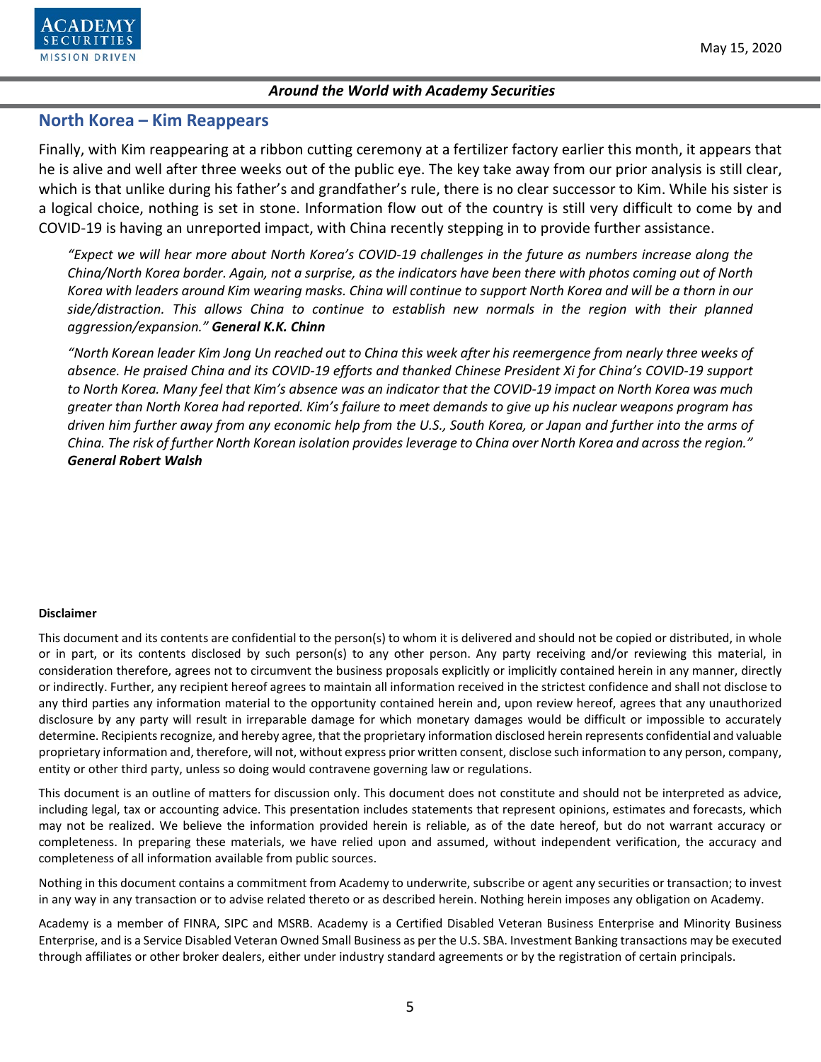## North Korea – Kim Reappears

Finally, with Kim reappearing at a ribbon cutting ceremony at a fertilizer factory earlier this month, it appears that he is alive and well after three weeks out of the public eye. The key take away from our prior analysis is still clear, which is that unlike during his father's and grandfather's rule, there is no clear successor to Kim. While his sister is a logical choice, nothing is set in stone. Information flow out of the country is still very difficult to come by and COVID-19 is having an unreported impact, with China recently stepping in to provide further assistance.

> *"Expect we will hear more about North Korea's COVID-19 challenges in the future as numbers increase along the China/North Korea border. Again, not a surprise, as the indicators have been there with photos coming out of North Korea with leaders around Kim wearing masks. China will continue to support North Korea and will be a thorn in our side/distraction. This allows China to continue to establish new normals in the region with their planned aggression/expansion."* ***General K.K. Chinn***

> *"North Korean leader Kim Jong Un reached out to China this week after his reemergence from nearly three weeks of absence. He praised China and its COVID-19 efforts and thanked Chinese President Xi for China's COVID-19 support to North Korea. Many feel that Kim's absence was an indicator that the COVID-19 impact on North Korea was much greater than North Korea had reported. Kim's failure to meet demands to give up his nuclear weapons program has driven him further away from any economic help from the U.S., South Korea, or Japan and further into the arms of China. The risk of further North Korean isolation provides leverage to China over North Korea and across the region."* ***General Robert Walsh***

**Disclaimer**

This document and its contents are confidential to the person(s) to whom it is delivered and should not be copied or distributed, in whole or in part, or its contents disclosed by such person(s) to any other person. Any party receiving and/or reviewing this material, in consideration therefore, agrees not to circumvent the business proposals explicitly or implicitly contained herein in any manner, directly or indirectly. Further, any recipient hereof agrees to maintain all information received in the strictest confidence and shall not disclose to any third parties any information material to the opportunity contained herein and, upon review hereof, agrees that any unauthorized disclosure by any party will result in irreparable damage for which monetary damages would be difficult or impossible to accurately determine. Recipients recognize, and hereby agree, that the proprietary information disclosed herein represents confidential and valuable proprietary information and, therefore, will not, without express prior written consent, disclose such information to any person, company, entity or other third party, unless so doing would contravene governing law or regulations.

This document is an outline of matters for discussion only. This document does not constitute and should not be interpreted as advice, including legal, tax or accounting advice. This presentation includes statements that represent opinions, estimates and forecasts, which may not be realized. We believe the information provided herein is reliable, as of the date hereof, but do not warrant accuracy or completeness. In preparing these materials, we have relied upon and assumed, without independent verification, the accuracy and completeness of all information available from public sources.

Nothing in this document contains a commitment from Academy to underwrite, subscribe or agent any securities or transaction; to invest in any way in any transaction or to advise related thereto or as described herein. Nothing herein imposes any obligation on Academy.

Academy is a member of FINRA, SIPC and MSRB. Academy is a Certified Disabled Veteran Business Enterprise and Minority Business Enterprise, and is a Service Disabled Veteran Owned Small Business as per the U.S. SBA. Investment Banking transactions may be executed through affiliates or other broker dealers, either under industry standard agreements or by the registration of certain principals.